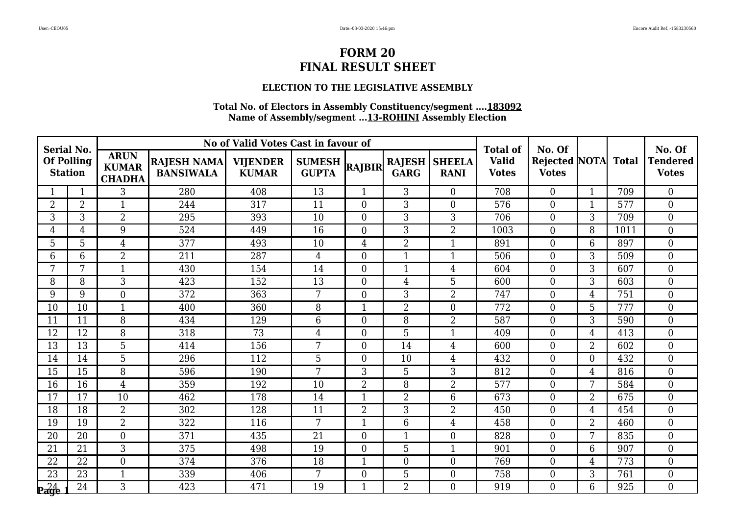# FORM 20
# FINAL RESULT SHEET

### ELECTION TO THE LEGISLATIVE ASSEMBLY

**Total No. of Electors in Assembly Constituency/segment ....183092**
**Name of Assembly/segment ...13-ROHINI Assembly Election**

| Serial No. Of Polling Station | | No of Valid Votes Cast in favour of | | | | | | | Total of Valid Votes | No. Of Rejected Votes | NOTA | Total | No. Of Tendered Votes |
|---|---|---|---|---|---|---|---|---|---|---|---|---|---|
| | | ARUN KUMAR CHADHA | RAJESH NAMA BANSIWALA | VIJENDER KUMAR | SUMESH GUPTA | RAJBIR | RAJESH GARG | SHEELA RANI | | | | | |
| 1 | 1 | 3 | 280 | 408 | 13 | 1 | 3 | 0 | 708 | 0 | 1 | 709 | 0 |
| 2 | 2 | 1 | 244 | 317 | 11 | 0 | 3 | 0 | 576 | 0 | 1 | 577 | 0 |
| 3 | 3 | 2 | 295 | 393 | 10 | 0 | 3 | 3 | 706 | 0 | 3 | 709 | 0 |
| 4 | 4 | 9 | 524 | 449 | 16 | 0 | 3 | 2 | 1003 | 0 | 8 | 1011 | 0 |
| 5 | 5 | 4 | 377 | 493 | 10 | 4 | 2 | 1 | 891 | 0 | 6 | 897 | 0 |
| 6 | 6 | 2 | 211 | 287 | 4 | 0 | 1 | 1 | 506 | 0 | 3 | 509 | 0 |
| 7 | 7 | 1 | 430 | 154 | 14 | 0 | 1 | 4 | 604 | 0 | 3 | 607 | 0 |
| 8 | 8 | 3 | 423 | 152 | 13 | 0 | 4 | 5 | 600 | 0 | 3 | 603 | 0 |
| 9 | 9 | 0 | 372 | 363 | 7 | 0 | 3 | 2 | 747 | 0 | 4 | 751 | 0 |
| 10 | 10 | 1 | 400 | 360 | 8 | 1 | 2 | 0 | 772 | 0 | 5 | 777 | 0 |
| 11 | 11 | 8 | 434 | 129 | 6 | 0 | 8 | 2 | 587 | 0 | 3 | 590 | 0 |
| 12 | 12 | 8 | 318 | 73 | 4 | 0 | 5 | 1 | 409 | 0 | 4 | 413 | 0 |
| 13 | 13 | 5 | 414 | 156 | 7 | 0 | 14 | 4 | 600 | 0 | 2 | 602 | 0 |
| 14 | 14 | 5 | 296 | 112 | 5 | 0 | 10 | 4 | 432 | 0 | 0 | 432 | 0 |
| 15 | 15 | 8 | 596 | 190 | 7 | 3 | 5 | 3 | 812 | 0 | 4 | 816 | 0 |
| 16 | 16 | 4 | 359 | 192 | 10 | 2 | 8 | 2 | 577 | 0 | 7 | 584 | 0 |
| 17 | 17 | 10 | 462 | 178 | 14 | 1 | 2 | 6 | 673 | 0 | 2 | 675 | 0 |
| 18 | 18 | 2 | 302 | 128 | 11 | 2 | 3 | 2 | 450 | 0 | 4 | 454 | 0 |
| 19 | 19 | 2 | 322 | 116 | 7 | 1 | 6 | 4 | 458 | 0 | 2 | 460 | 0 |
| 20 | 20 | 0 | 371 | 435 | 21 | 0 | 1 | 0 | 828 | 0 | 7 | 835 | 0 |
| 21 | 21 | 3 | 375 | 498 | 19 | 0 | 5 | 1 | 901 | 0 | 6 | 907 | 0 |
| 22 | 22 | 0 | 374 | 376 | 18 | 1 | 0 | 0 | 769 | 0 | 4 | 773 | 0 |
| 23 | 23 | 1 | 339 | 406 | 7 | 0 | 5 | 0 | 758 | 0 | 3 | 761 | 0 |
| 24 | 24 | 3 | 423 | 471 | 19 | 1 | 2 | 0 | 919 | 0 | 6 | 925 | 0 |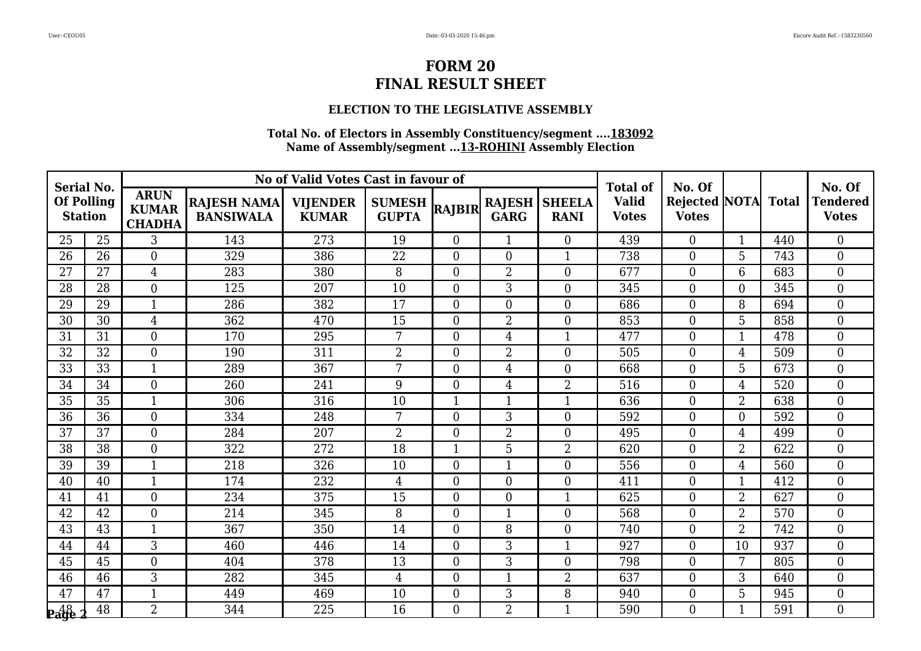# FORM 20
# FINAL RESULT SHEET

### ELECTION TO THE LEGISLATIVE ASSEMBLY

**Total No. of Electors in Assembly Constituency/segment ....183092**
**Name of Assembly/segment ...13-ROHINI Assembly Election**

| Serial No. Of Polling Station | | No of Valid Votes Cast in favour of | | | | | | | Total of Valid Votes | No. Of Rejected Votes | NOTA | Total | No. Of Tendered Votes |
|---|---|---|---|---|---|---|---|---|---|---|---|---|---|
| | | ARUN KUMAR CHADHA | RAJESH NAMA BANSIWALA | VIJENDER KUMAR | SUMESH GUPTA | RAJBIR | RAJESH GARG | SHEELA RANI | | | | | |
| 25 | 25 | 3 | 143 | 273 | 19 | 0 | 1 | 0 | 439 | 0 | 1 | 440 | 0 |
| 26 | 26 | 0 | 329 | 386 | 22 | 0 | 0 | 1 | 738 | 0 | 5 | 743 | 0 |
| 27 | 27 | 4 | 283 | 380 | 8 | 0 | 2 | 0 | 677 | 0 | 6 | 683 | 0 |
| 28 | 28 | 0 | 125 | 207 | 10 | 0 | 3 | 0 | 345 | 0 | 0 | 345 | 0 |
| 29 | 29 | 1 | 286 | 382 | 17 | 0 | 0 | 0 | 686 | 0 | 8 | 694 | 0 |
| 30 | 30 | 4 | 362 | 470 | 15 | 0 | 2 | 0 | 853 | 0 | 5 | 858 | 0 |
| 31 | 31 | 0 | 170 | 295 | 7 | 0 | 4 | 1 | 477 | 0 | 1 | 478 | 0 |
| 32 | 32 | 0 | 190 | 311 | 2 | 0 | 2 | 0 | 505 | 0 | 4 | 509 | 0 |
| 33 | 33 | 1 | 289 | 367 | 7 | 0 | 4 | 0 | 668 | 0 | 5 | 673 | 0 |
| 34 | 34 | 0 | 260 | 241 | 9 | 0 | 4 | 2 | 516 | 0 | 4 | 520 | 0 |
| 35 | 35 | 1 | 306 | 316 | 10 | 1 | 1 | 1 | 636 | 0 | 2 | 638 | 0 |
| 36 | 36 | 0 | 334 | 248 | 7 | 0 | 3 | 0 | 592 | 0 | 0 | 592 | 0 |
| 37 | 37 | 0 | 284 | 207 | 2 | 0 | 2 | 0 | 495 | 0 | 4 | 499 | 0 |
| 38 | 38 | 0 | 322 | 272 | 18 | 1 | 5 | 2 | 620 | 0 | 2 | 622 | 0 |
| 39 | 39 | 1 | 218 | 326 | 10 | 0 | 1 | 0 | 556 | 0 | 4 | 560 | 0 |
| 40 | 40 | 1 | 174 | 232 | 4 | 0 | 0 | 0 | 411 | 0 | 1 | 412 | 0 |
| 41 | 41 | 0 | 234 | 375 | 15 | 0 | 0 | 1 | 625 | 0 | 2 | 627 | 0 |
| 42 | 42 | 0 | 214 | 345 | 8 | 0 | 1 | 0 | 568 | 0 | 2 | 570 | 0 |
| 43 | 43 | 1 | 367 | 350 | 14 | 0 | 8 | 0 | 740 | 0 | 2 | 742 | 0 |
| 44 | 44 | 3 | 460 | 446 | 14 | 0 | 3 | 1 | 927 | 0 | 10 | 937 | 0 |
| 45 | 45 | 0 | 404 | 378 | 13 | 0 | 3 | 0 | 798 | 0 | 7 | 805 | 0 |
| 46 | 46 | 3 | 282 | 345 | 4 | 0 | 1 | 2 | 637 | 0 | 3 | 640 | 0 |
| 47 | 47 | 1 | 449 | 469 | 10 | 0 | 3 | 8 | 940 | 0 | 5 | 945 | 0 |
| 48 | 48 | 2 | 344 | 225 | 16 | 0 | 2 | 1 | 590 | 0 | 1 | 591 | 0 |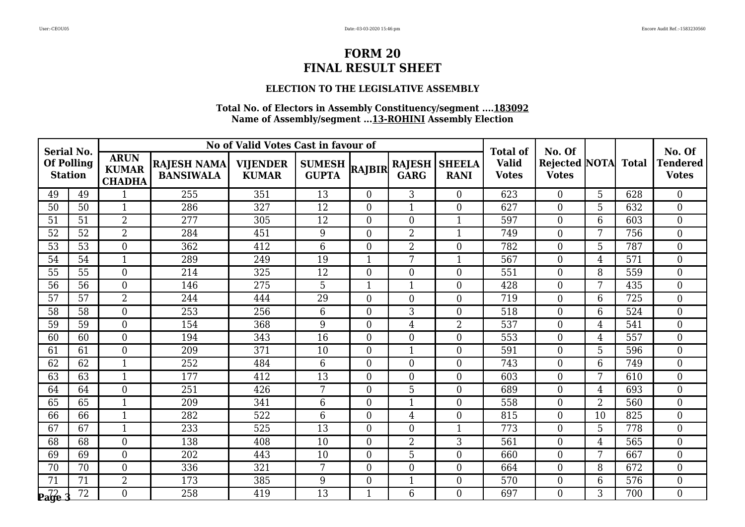# FORM 20
# FINAL RESULT SHEET

### ELECTION TO THE LEGISLATIVE ASSEMBLY

**Total No. of Electors in Assembly Constituency/segment ....183092**
**Name of Assembly/segment ...13-ROHINI Assembly Election**

| Serial No. Of Polling Station | | No of Valid Votes Cast in favour of | | | | | | | Total of Valid Votes | No. Of Rejected Votes | NOTA | Total | No. Of Tendered Votes |
|---|---|---|---|---|---|---|---|---|---|---|---|---|---|
| | | ARUN KUMAR CHADHA | RAJESH NAMA BANSIWALA | VIJENDER KUMAR | SUMESH GUPTA | RAJBIR | RAJESH GARG | SHEELA RANI | | | | | |
| 49 | 49 | 1 | 255 | 351 | 13 | 0 | 3 | 0 | 623 | 0 | 5 | 628 | 0 |
| 50 | 50 | 1 | 286 | 327 | 12 | 0 | 1 | 0 | 627 | 0 | 5 | 632 | 0 |
| 51 | 51 | 2 | 277 | 305 | 12 | 0 | 0 | 1 | 597 | 0 | 6 | 603 | 0 |
| 52 | 52 | 2 | 284 | 451 | 9 | 0 | 2 | 1 | 749 | 0 | 7 | 756 | 0 |
| 53 | 53 | 0 | 362 | 412 | 6 | 0 | 2 | 0 | 782 | 0 | 5 | 787 | 0 |
| 54 | 54 | 1 | 289 | 249 | 19 | 1 | 7 | 1 | 567 | 0 | 4 | 571 | 0 |
| 55 | 55 | 0 | 214 | 325 | 12 | 0 | 0 | 0 | 551 | 0 | 8 | 559 | 0 |
| 56 | 56 | 0 | 146 | 275 | 5 | 1 | 1 | 0 | 428 | 0 | 7 | 435 | 0 |
| 57 | 57 | 2 | 244 | 444 | 29 | 0 | 0 | 0 | 719 | 0 | 6 | 725 | 0 |
| 58 | 58 | 0 | 253 | 256 | 6 | 0 | 3 | 0 | 518 | 0 | 6 | 524 | 0 |
| 59 | 59 | 0 | 154 | 368 | 9 | 0 | 4 | 2 | 537 | 0 | 4 | 541 | 0 |
| 60 | 60 | 0 | 194 | 343 | 16 | 0 | 0 | 0 | 553 | 0 | 4 | 557 | 0 |
| 61 | 61 | 0 | 209 | 371 | 10 | 0 | 1 | 0 | 591 | 0 | 5 | 596 | 0 |
| 62 | 62 | 1 | 252 | 484 | 6 | 0 | 0 | 0 | 743 | 0 | 6 | 749 | 0 |
| 63 | 63 | 1 | 177 | 412 | 13 | 0 | 0 | 0 | 603 | 0 | 7 | 610 | 0 |
| 64 | 64 | 0 | 251 | 426 | 7 | 0 | 5 | 0 | 689 | 0 | 4 | 693 | 0 |
| 65 | 65 | 1 | 209 | 341 | 6 | 0 | 1 | 0 | 558 | 0 | 2 | 560 | 0 |
| 66 | 66 | 1 | 282 | 522 | 6 | 0 | 4 | 0 | 815 | 0 | 10 | 825 | 0 |
| 67 | 67 | 1 | 233 | 525 | 13 | 0 | 0 | 1 | 773 | 0 | 5 | 778 | 0 |
| 68 | 68 | 0 | 138 | 408 | 10 | 0 | 2 | 3 | 561 | 0 | 4 | 565 | 0 |
| 69 | 69 | 0 | 202 | 443 | 10 | 0 | 5 | 0 | 660 | 0 | 7 | 667 | 0 |
| 70 | 70 | 0 | 336 | 321 | 7 | 0 | 0 | 0 | 664 | 0 | 8 | 672 | 0 |
| 71 | 71 | 2 | 173 | 385 | 9 | 0 | 1 | 0 | 570 | 0 | 6 | 576 | 0 |
| 72 | 72 | 0 | 258 | 419 | 13 | 1 | 6 | 0 | 697 | 0 | 3 | 700 | 0 |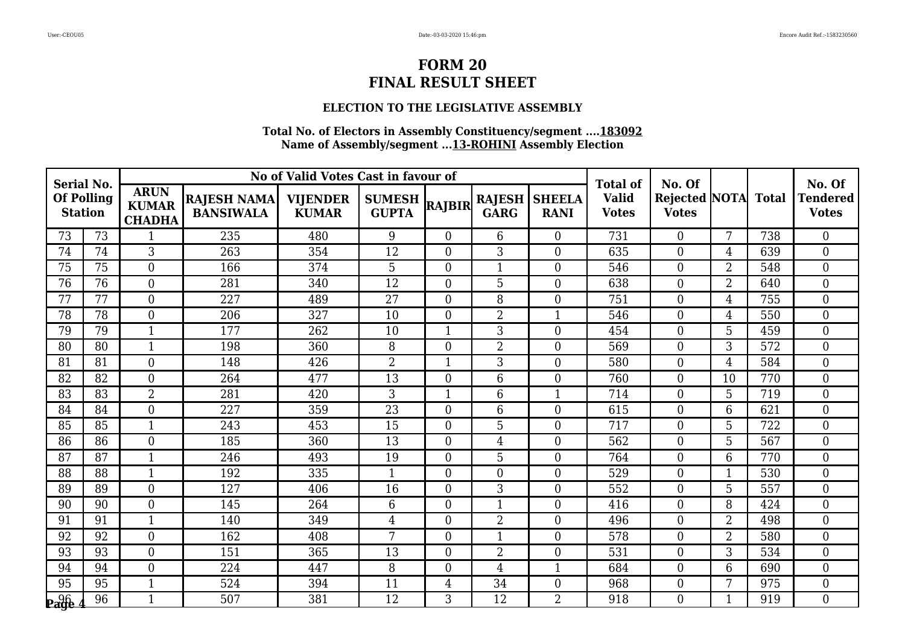# FORM 20
# FINAL RESULT SHEET

### ELECTION TO THE LEGISLATIVE ASSEMBLY

**Total No. of Electors in Assembly Constituency/segment ....183092**
**Name of Assembly/segment ...13-ROHINI Assembly Election**

| Serial No. Of Polling Station | | No of Valid Votes Cast in favour of | | | | | | | Total of Valid Votes | No. Of Rejected Votes | NOTA | Total | No. Of Tendered Votes |
|---|---|---|---|---|---|---|---|---|---|---|---|---|---|
| | | ARUN KUMAR CHADHA | RAJESH NAMA BANSIWALA | VIJENDER KUMAR | SUMESH GUPTA | RAJBIR | RAJESH GARG | SHEELA RANI | | | | | |
| 73 | 73 | 1 | 235 | 480 | 9 | 0 | 6 | 0 | 731 | 0 | 7 | 738 | 0 |
| 74 | 74 | 3 | 263 | 354 | 12 | 0 | 3 | 0 | 635 | 0 | 4 | 639 | 0 |
| 75 | 75 | 0 | 166 | 374 | 5 | 0 | 1 | 0 | 546 | 0 | 2 | 548 | 0 |
| 76 | 76 | 0 | 281 | 340 | 12 | 0 | 5 | 0 | 638 | 0 | 2 | 640 | 0 |
| 77 | 77 | 0 | 227 | 489 | 27 | 0 | 8 | 0 | 751 | 0 | 4 | 755 | 0 |
| 78 | 78 | 0 | 206 | 327 | 10 | 0 | 2 | 1 | 546 | 0 | 4 | 550 | 0 |
| 79 | 79 | 1 | 177 | 262 | 10 | 1 | 3 | 0 | 454 | 0 | 5 | 459 | 0 |
| 80 | 80 | 1 | 198 | 360 | 8 | 0 | 2 | 0 | 569 | 0 | 3 | 572 | 0 |
| 81 | 81 | 0 | 148 | 426 | 2 | 1 | 3 | 0 | 580 | 0 | 4 | 584 | 0 |
| 82 | 82 | 0 | 264 | 477 | 13 | 0 | 6 | 0 | 760 | 0 | 10 | 770 | 0 |
| 83 | 83 | 2 | 281 | 420 | 3 | 1 | 6 | 1 | 714 | 0 | 5 | 719 | 0 |
| 84 | 84 | 0 | 227 | 359 | 23 | 0 | 6 | 0 | 615 | 0 | 6 | 621 | 0 |
| 85 | 85 | 1 | 243 | 453 | 15 | 0 | 5 | 0 | 717 | 0 | 5 | 722 | 0 |
| 86 | 86 | 0 | 185 | 360 | 13 | 0 | 4 | 0 | 562 | 0 | 5 | 567 | 0 |
| 87 | 87 | 1 | 246 | 493 | 19 | 0 | 5 | 0 | 764 | 0 | 6 | 770 | 0 |
| 88 | 88 | 1 | 192 | 335 | 1 | 0 | 0 | 0 | 529 | 0 | 1 | 530 | 0 |
| 89 | 89 | 0 | 127 | 406 | 16 | 0 | 3 | 0 | 552 | 0 | 5 | 557 | 0 |
| 90 | 90 | 0 | 145 | 264 | 6 | 0 | 1 | 0 | 416 | 0 | 8 | 424 | 0 |
| 91 | 91 | 1 | 140 | 349 | 4 | 0 | 2 | 0 | 496 | 0 | 2 | 498 | 0 |
| 92 | 92 | 0 | 162 | 408 | 7 | 0 | 1 | 0 | 578 | 0 | 2 | 580 | 0 |
| 93 | 93 | 0 | 151 | 365 | 13 | 0 | 2 | 0 | 531 | 0 | 3 | 534 | 0 |
| 94 | 94 | 0 | 224 | 447 | 8 | 0 | 4 | 1 | 684 | 0 | 6 | 690 | 0 |
| 95 | 95 | 1 | 524 | 394 | 11 | 4 | 34 | 0 | 968 | 0 | 7 | 975 | 0 |
| 96 | 96 | 1 | 507 | 381 | 12 | 3 | 12 | 2 | 918 | 0 | 1 | 919 | 0 |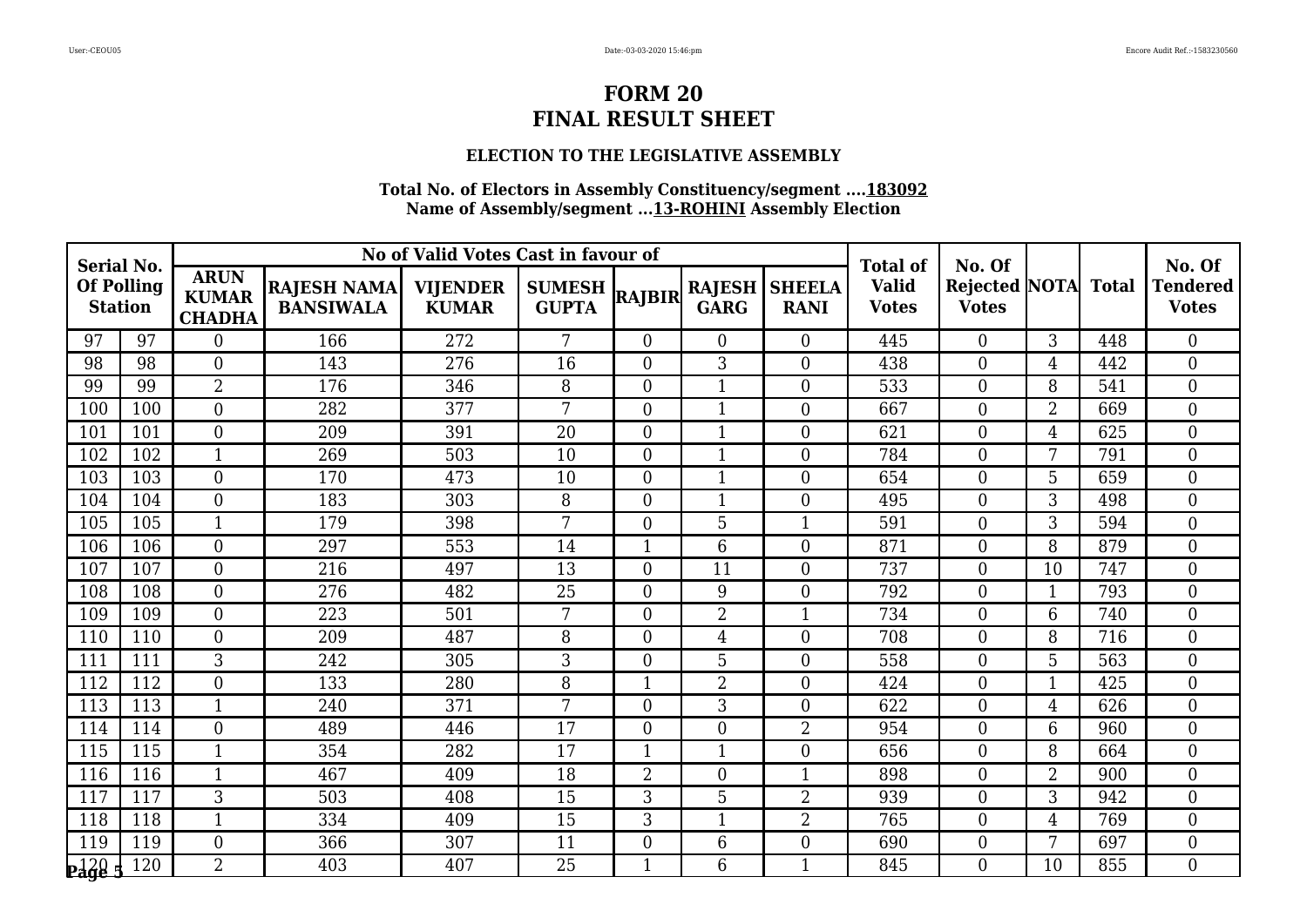# FORM 20
# FINAL RESULT SHEET

### ELECTION TO THE LEGISLATIVE ASSEMBLY

**Total No. of Electors in Assembly Constituency/segment ....183092**
**Name of Assembly/segment ...13-ROHINI Assembly Election**

| Serial No. Of Polling Station | | No of Valid Votes Cast in favour of | | | | | | | Total of Valid Votes | No. Of Rejected Votes | NOTA | Total | No. Of Tendered Votes |
|---|---|---|---|---|---|---|---|---|---|---|---|---|---|
| | | ARUN KUMAR CHADHA | RAJESH NAMA BANSIWALA | VIJENDER KUMAR | SUMESH GUPTA | RAJBIR | RAJESH GARG | SHEELA RANI | | | | | |
| 97 | 97 | 0 | 166 | 272 | 7 | 0 | 0 | 0 | 445 | 0 | 3 | 448 | 0 |
| 98 | 98 | 0 | 143 | 276 | 16 | 0 | 3 | 0 | 438 | 0 | 4 | 442 | 0 |
| 99 | 99 | 2 | 176 | 346 | 8 | 0 | 1 | 0 | 533 | 0 | 8 | 541 | 0 |
| 100 | 100 | 0 | 282 | 377 | 7 | 0 | 1 | 0 | 667 | 0 | 2 | 669 | 0 |
| 101 | 101 | 0 | 209 | 391 | 20 | 0 | 1 | 0 | 621 | 0 | 4 | 625 | 0 |
| 102 | 102 | 1 | 269 | 503 | 10 | 0 | 1 | 0 | 784 | 0 | 7 | 791 | 0 |
| 103 | 103 | 0 | 170 | 473 | 10 | 0 | 1 | 0 | 654 | 0 | 5 | 659 | 0 |
| 104 | 104 | 0 | 183 | 303 | 8 | 0 | 1 | 0 | 495 | 0 | 3 | 498 | 0 |
| 105 | 105 | 1 | 179 | 398 | 7 | 0 | 5 | 1 | 591 | 0 | 3 | 594 | 0 |
| 106 | 106 | 0 | 297 | 553 | 14 | 1 | 6 | 0 | 871 | 0 | 8 | 879 | 0 |
| 107 | 107 | 0 | 216 | 497 | 13 | 0 | 11 | 0 | 737 | 0 | 10 | 747 | 0 |
| 108 | 108 | 0 | 276 | 482 | 25 | 0 | 9 | 0 | 792 | 0 | 1 | 793 | 0 |
| 109 | 109 | 0 | 223 | 501 | 7 | 0 | 2 | 1 | 734 | 0 | 6 | 740 | 0 |
| 110 | 110 | 0 | 209 | 487 | 8 | 0 | 4 | 0 | 708 | 0 | 8 | 716 | 0 |
| 111 | 111 | 3 | 242 | 305 | 3 | 0 | 5 | 0 | 558 | 0 | 5 | 563 | 0 |
| 112 | 112 | 0 | 133 | 280 | 8 | 1 | 2 | 0 | 424 | 0 | 1 | 425 | 0 |
| 113 | 113 | 1 | 240 | 371 | 7 | 0 | 3 | 0 | 622 | 0 | 4 | 626 | 0 |
| 114 | 114 | 0 | 489 | 446 | 17 | 0 | 0 | 2 | 954 | 0 | 6 | 960 | 0 |
| 115 | 115 | 1 | 354 | 282 | 17 | 1 | 1 | 0 | 656 | 0 | 8 | 664 | 0 |
| 116 | 116 | 1 | 467 | 409 | 18 | 2 | 0 | 1 | 898 | 0 | 2 | 900 | 0 |
| 117 | 117 | 3 | 503 | 408 | 15 | 3 | 5 | 2 | 939 | 0 | 3 | 942 | 0 |
| 118 | 118 | 1 | 334 | 409 | 15 | 3 | 1 | 2 | 765 | 0 | 4 | 769 | 0 |
| 119 | 119 | 0 | 366 | 307 | 11 | 0 | 6 | 0 | 690 | 0 | 7 | 697 | 0 |
| 120 | 120 | 2 | 403 | 407 | 25 | 1 | 6 | 1 | 845 | 0 | 10 | 855 | 0 |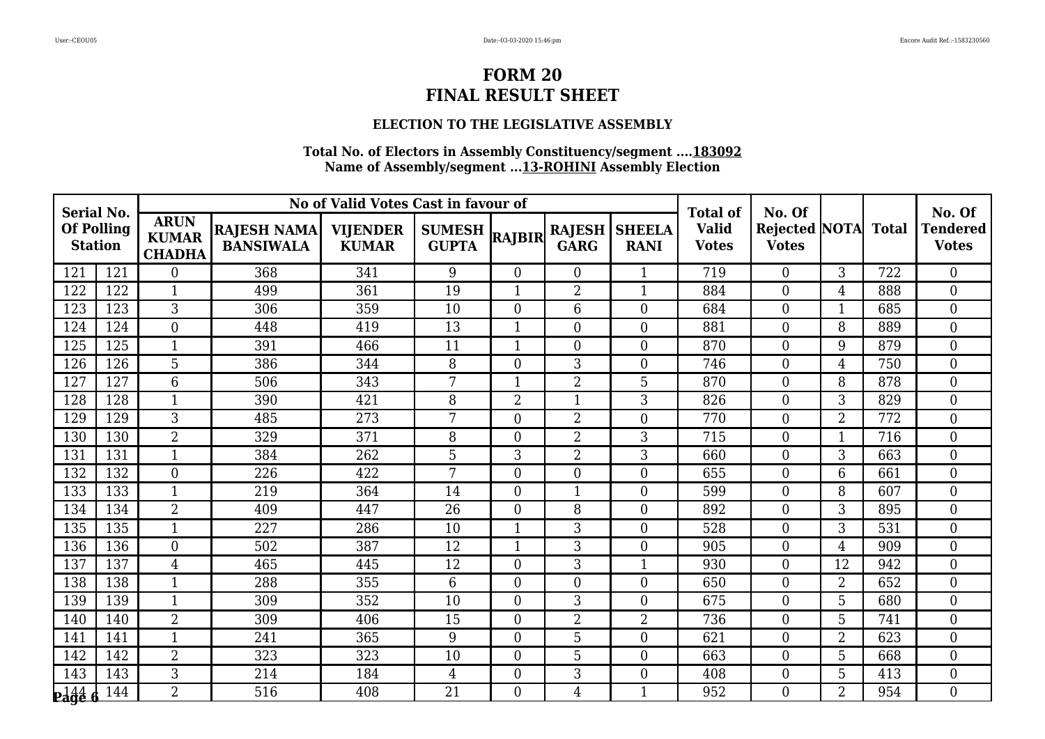# FORM 20
# FINAL RESULT SHEET

### ELECTION TO THE LEGISLATIVE ASSEMBLY

**Total No. of Electors in Assembly Constituency/segment ....183092**
**Name of Assembly/segment ...13-ROHINI Assembly Election**

| Serial No. Of Polling Station | | No of Valid Votes Cast in favour of | | | | | | | Total of Valid Votes | No. Of Rejected Votes | NOTA | Total | No. Of Tendered Votes |
|---|---|---|---|---|---|---|---|---|---|---|---|---|---|
| | | ARUN KUMAR CHADHA | RAJESH NAMA BANSIWALA | VIJENDER KUMAR | SUMESH GUPTA | RAJBIR | RAJESH GARG | SHEELA RANI | | | | | |
| 121 | 121 | 0 | 368 | 341 | 9 | 0 | 0 | 1 | 719 | 0 | 3 | 722 | 0 |
| 122 | 122 | 1 | 499 | 361 | 19 | 1 | 2 | 1 | 884 | 0 | 4 | 888 | 0 |
| 123 | 123 | 3 | 306 | 359 | 10 | 0 | 6 | 0 | 684 | 0 | 1 | 685 | 0 |
| 124 | 124 | 0 | 448 | 419 | 13 | 1 | 0 | 0 | 881 | 0 | 8 | 889 | 0 |
| 125 | 125 | 1 | 391 | 466 | 11 | 1 | 0 | 0 | 870 | 0 | 9 | 879 | 0 |
| 126 | 126 | 5 | 386 | 344 | 8 | 0 | 3 | 0 | 746 | 0 | 4 | 750 | 0 |
| 127 | 127 | 6 | 506 | 343 | 7 | 1 | 2 | 5 | 870 | 0 | 8 | 878 | 0 |
| 128 | 128 | 1 | 390 | 421 | 8 | 2 | 1 | 3 | 826 | 0 | 3 | 829 | 0 |
| 129 | 129 | 3 | 485 | 273 | 7 | 0 | 2 | 0 | 770 | 0 | 2 | 772 | 0 |
| 130 | 130 | 2 | 329 | 371 | 8 | 0 | 2 | 3 | 715 | 0 | 1 | 716 | 0 |
| 131 | 131 | 1 | 384 | 262 | 5 | 3 | 2 | 3 | 660 | 0 | 3 | 663 | 0 |
| 132 | 132 | 0 | 226 | 422 | 7 | 0 | 0 | 0 | 655 | 0 | 6 | 661 | 0 |
| 133 | 133 | 1 | 219 | 364 | 14 | 0 | 1 | 0 | 599 | 0 | 8 | 607 | 0 |
| 134 | 134 | 2 | 409 | 447 | 26 | 0 | 8 | 0 | 892 | 0 | 3 | 895 | 0 |
| 135 | 135 | 1 | 227 | 286 | 10 | 1 | 3 | 0 | 528 | 0 | 3 | 531 | 0 |
| 136 | 136 | 0 | 502 | 387 | 12 | 1 | 3 | 0 | 905 | 0 | 4 | 909 | 0 |
| 137 | 137 | 4 | 465 | 445 | 12 | 0 | 3 | 1 | 930 | 0 | 12 | 942 | 0 |
| 138 | 138 | 1 | 288 | 355 | 6 | 0 | 0 | 0 | 650 | 0 | 2 | 652 | 0 |
| 139 | 139 | 1 | 309 | 352 | 10 | 0 | 3 | 0 | 675 | 0 | 5 | 680 | 0 |
| 140 | 140 | 2 | 309 | 406 | 15 | 0 | 2 | 2 | 736 | 0 | 5 | 741 | 0 |
| 141 | 141 | 1 | 241 | 365 | 9 | 0 | 5 | 0 | 621 | 0 | 2 | 623 | 0 |
| 142 | 142 | 2 | 323 | 323 | 10 | 0 | 5 | 0 | 663 | 0 | 5 | 668 | 0 |
| 143 | 143 | 3 | 214 | 184 | 4 | 0 | 3 | 0 | 408 | 0 | 5 | 413 | 0 |
| 144 | 144 | 2 | 516 | 408 | 21 | 0 | 4 | 1 | 952 | 0 | 2 | 954 | 0 |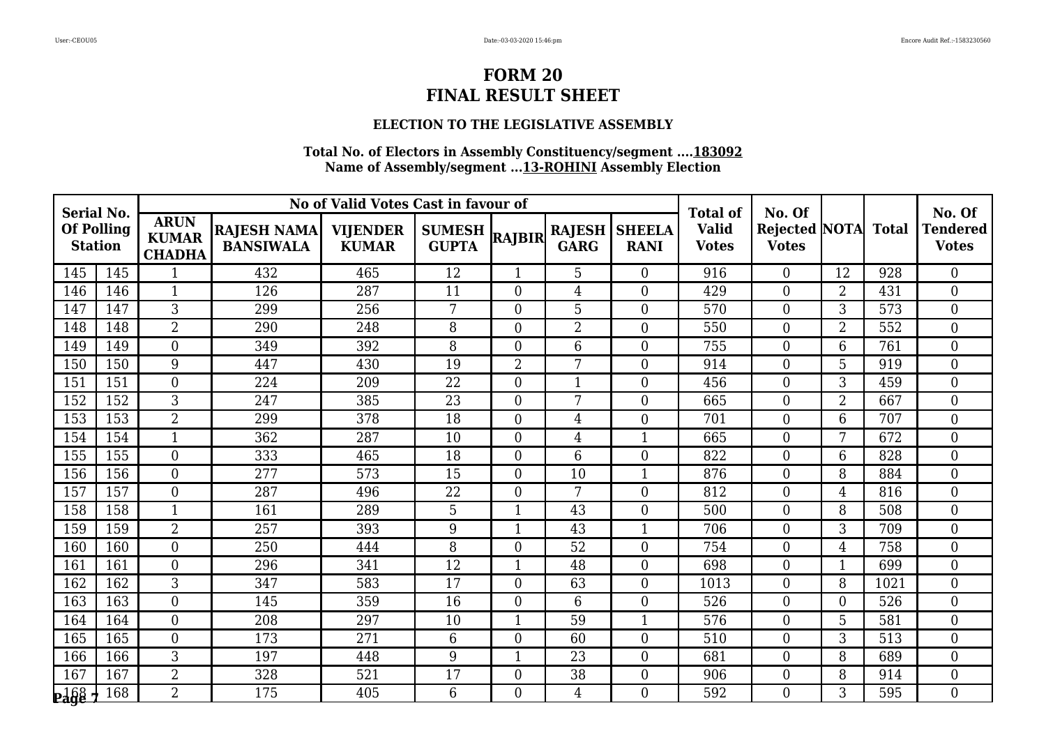# FORM 20
# FINAL RESULT SHEET

### ELECTION TO THE LEGISLATIVE ASSEMBLY

**Total No. of Electors in Assembly Constituency/segment ....183092**
**Name of Assembly/segment ...13-ROHINI Assembly Election**

| Serial No. Of Polling Station | | No of Valid Votes Cast in favour of | | | | | | | Total of Valid Votes | No. Of Rejected Votes | NOTA | Total | No. Of Tendered Votes |
|---|---|---|---|---|---|---|---|---|---|---|---|---|---|
| | | ARUN KUMAR CHADHA | RAJESH NAMA BANSIWALA | VIJENDER KUMAR | SUMESH GUPTA | RAJBIR | RAJESH GARG | SHEELA RANI | | | | | |
| 145 | 145 | 1 | 432 | 465 | 12 | 1 | 5 | 0 | 916 | 0 | 12 | 928 | 0 |
| 146 | 146 | 1 | 126 | 287 | 11 | 0 | 4 | 0 | 429 | 0 | 2 | 431 | 0 |
| 147 | 147 | 3 | 299 | 256 | 7 | 0 | 5 | 0 | 570 | 0 | 3 | 573 | 0 |
| 148 | 148 | 2 | 290 | 248 | 8 | 0 | 2 | 0 | 550 | 0 | 2 | 552 | 0 |
| 149 | 149 | 0 | 349 | 392 | 8 | 0 | 6 | 0 | 755 | 0 | 6 | 761 | 0 |
| 150 | 150 | 9 | 447 | 430 | 19 | 2 | 7 | 0 | 914 | 0 | 5 | 919 | 0 |
| 151 | 151 | 0 | 224 | 209 | 22 | 0 | 1 | 0 | 456 | 0 | 3 | 459 | 0 |
| 152 | 152 | 3 | 247 | 385 | 23 | 0 | 7 | 0 | 665 | 0 | 2 | 667 | 0 |
| 153 | 153 | 2 | 299 | 378 | 18 | 0 | 4 | 0 | 701 | 0 | 6 | 707 | 0 |
| 154 | 154 | 1 | 362 | 287 | 10 | 0 | 4 | 1 | 665 | 0 | 7 | 672 | 0 |
| 155 | 155 | 0 | 333 | 465 | 18 | 0 | 6 | 0 | 822 | 0 | 6 | 828 | 0 |
| 156 | 156 | 0 | 277 | 573 | 15 | 0 | 10 | 1 | 876 | 0 | 8 | 884 | 0 |
| 157 | 157 | 0 | 287 | 496 | 22 | 0 | 7 | 0 | 812 | 0 | 4 | 816 | 0 |
| 158 | 158 | 1 | 161 | 289 | 5 | 1 | 43 | 0 | 500 | 0 | 8 | 508 | 0 |
| 159 | 159 | 2 | 257 | 393 | 9 | 1 | 43 | 1 | 706 | 0 | 3 | 709 | 0 |
| 160 | 160 | 0 | 250 | 444 | 8 | 0 | 52 | 0 | 754 | 0 | 4 | 758 | 0 |
| 161 | 161 | 0 | 296 | 341 | 12 | 1 | 48 | 0 | 698 | 0 | 1 | 699 | 0 |
| 162 | 162 | 3 | 347 | 583 | 17 | 0 | 63 | 0 | 1013 | 0 | 8 | 1021 | 0 |
| 163 | 163 | 0 | 145 | 359 | 16 | 0 | 6 | 0 | 526 | 0 | 0 | 526 | 0 |
| 164 | 164 | 0 | 208 | 297 | 10 | 1 | 59 | 1 | 576 | 0 | 5 | 581 | 0 |
| 165 | 165 | 0 | 173 | 271 | 6 | 0 | 60 | 0 | 510 | 0 | 3 | 513 | 0 |
| 166 | 166 | 3 | 197 | 448 | 9 | 1 | 23 | 0 | 681 | 0 | 8 | 689 | 0 |
| 167 | 167 | 2 | 328 | 521 | 17 | 0 | 38 | 0 | 906 | 0 | 8 | 914 | 0 |
| 168 | 168 | 2 | 175 | 405 | 6 | 0 | 4 | 0 | 592 | 0 | 3 | 595 | 0 |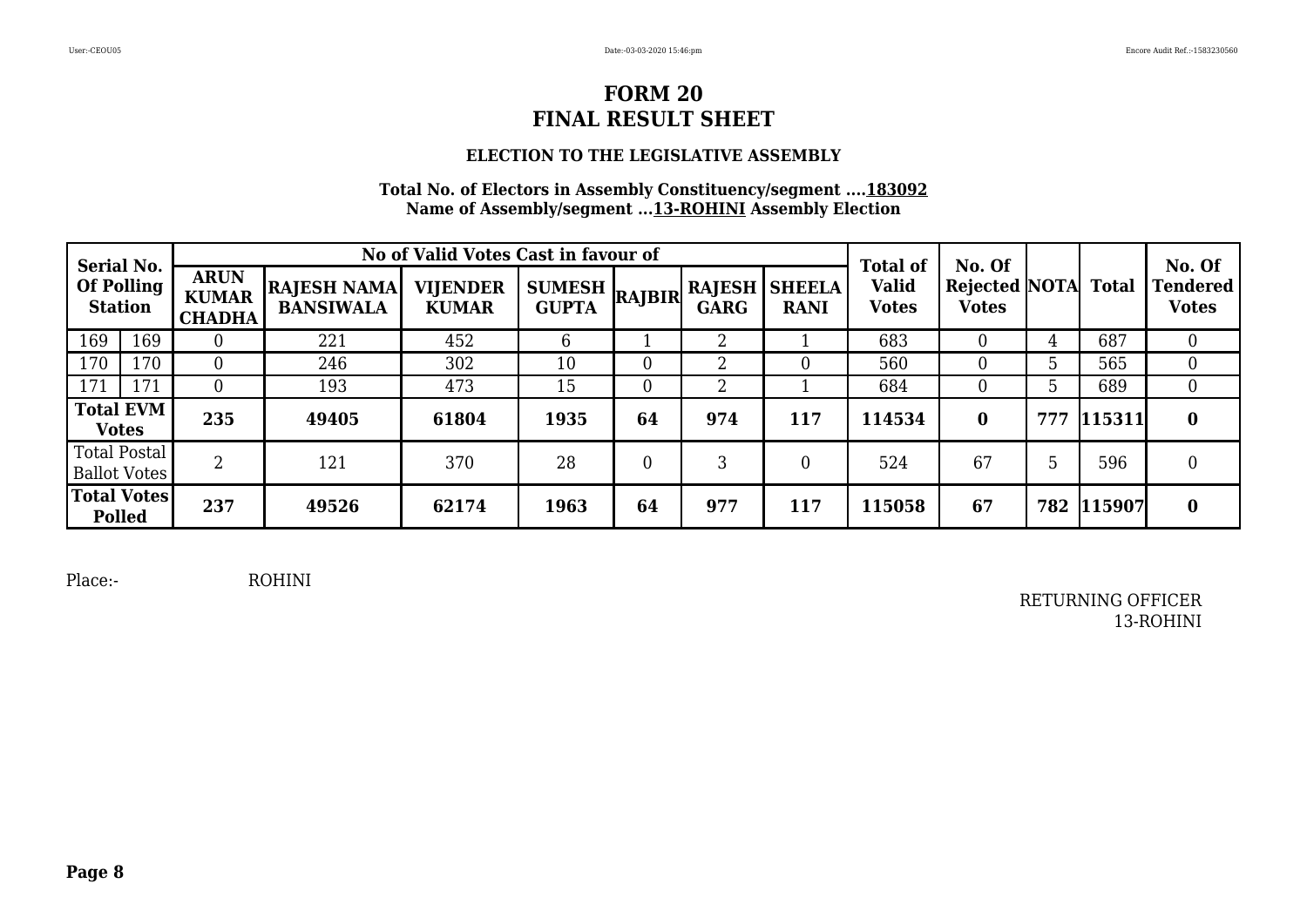# FORM 20
# FINAL RESULT SHEET

### ELECTION TO THE LEGISLATIVE ASSEMBLY

**Total No. of Electors in Assembly Constituency/segment ....183092**
**Name of Assembly/segment ...13-ROHINI Assembly Election**

| Serial No. Of Polling Station | | No of Valid Votes Cast in favour of | | | | | | | Total of Valid Votes | No. Of Rejected Votes | NOTA | Total | No. Of Tendered Votes |
|---|---|---|---|---|---|---|---|---|---|---|---|---|---|
| | | ARUN KUMAR CHADHA | RAJESH NAMA BANSIWALA | VIJENDER KUMAR | SUMESH GUPTA | RAJBIR | RAJESH GARG | SHEELA RANI | | | | | |
| 169 | 169 | 0 | 221 | 452 | 6 | 1 | 2 | 1 | 683 | 0 | 4 | 687 | 0 |
| 170 | 170 | 0 | 246 | 302 | 10 | 0 | 2 | 0 | 560 | 0 | 5 | 565 | 0 |
| 171 | 171 | 0 | 193 | 473 | 15 | 0 | 2 | 1 | 684 | 0 | 5 | 689 | 0 |
| **Total EVM Votes** | | **235** | **49405** | **61804** | **1935** | **64** | **974** | **117** | **114534** | **0** | **777** | **115311** | **0** |
| Total Postal Ballot Votes | | 2 | 121 | 370 | 28 | 0 | 3 | 0 | 524 | 67 | 5 | 596 | 0 |
| **Total Votes Polled** | | **237** | **49526** | **62174** | **1963** | **64** | **977** | **117** | **115058** | **67** | **782** | **115907** | **0** |

Place:- ROHINI

RETURNING OFFICER
13-ROHINI